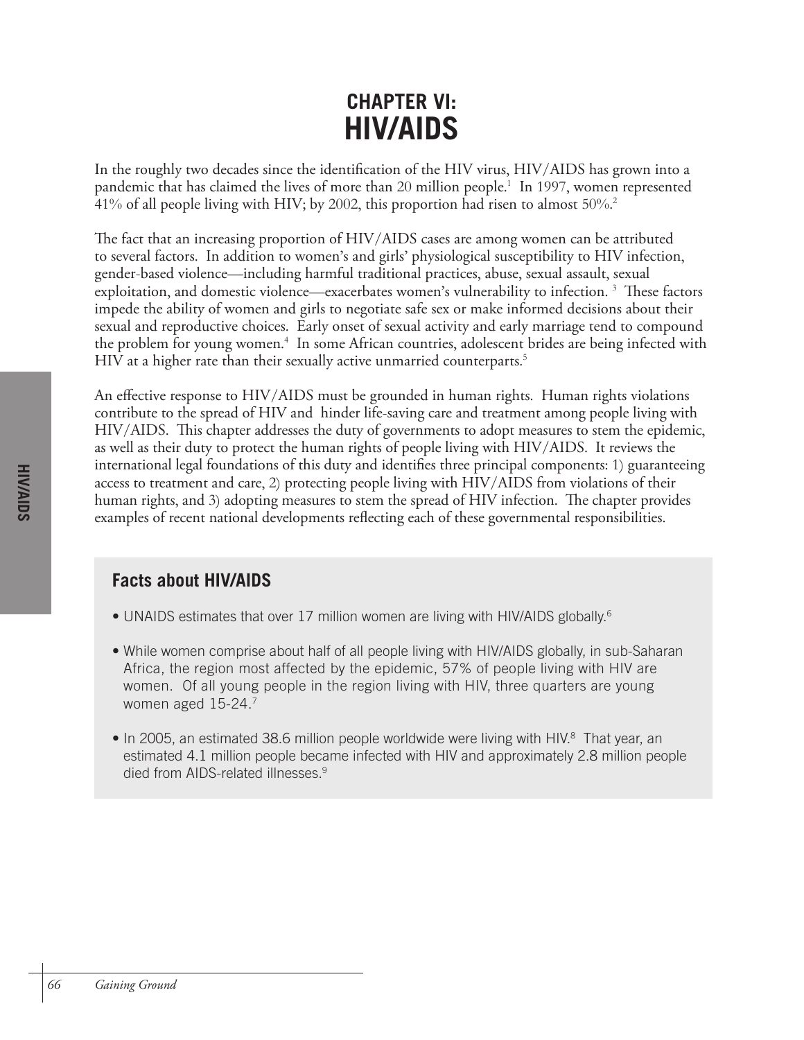# CHAPTER VI: HIV/AIDS

In the roughly two decades since the identification of the HIV virus, HIV/AIDS has grown into a pandemic that has claimed the lives of more than 20 million people.[1] In 1997, women represented 41% of all people living with HIV; by 2002, this proportion had risen to almost 50%.[2]

The fact that an increasing proportion of HIV/AIDS cases are among women can be attributed to several factors. In addition to women's and girls' physiological susceptibility to HIV infection, gender-based violence—including harmful traditional practices, abuse, sexual assault, sexual exploitation, and domestic violence—exacerbates women's vulnerability to infection.[3] These factors impede the ability of women and girls to negotiate safe sex or make informed decisions about their sexual and reproductive choices. Early onset of sexual activity and early marriage tend to compound the problem for young women.[4] In some African countries, adolescent brides are being infected with HIV at a higher rate than their sexually active unmarried counterparts.[5]

An effective response to HIV/AIDS must be grounded in human rights. Human rights violations contribute to the spread of HIV and hinder life-saving care and treatment among people living with HIV/AIDS. This chapter addresses the duty of governments to adopt measures to stem the epidemic, as well as their duty to protect the human rights of people living with HIV/AIDS. It reviews the international legal foundations of this duty and identifies three principal components: 1) guaranteeing access to treatment and care, 2) protecting people living with HIV/AIDS from violations of their human rights, and 3) adopting measures to stem the spread of HIV infection. The chapter provides examples of recent national developments reflecting each of these governmental responsibilities.

### Facts about HIV/AIDS

- UNAIDS estimates that over 17 million women are living with HIV/AIDS globally.[6]
- While women comprise about half of all people living with HIV/AIDS globally, in sub-Saharan Africa, the region most affected by the epidemic, 57% of people living with HIV are women. Of all young people in the region living with HIV, three quarters are young women aged 15-24.[7]
- In 2005, an estimated 38.6 million people worldwide were living with HIV.[8] That year, an estimated 4.1 million people became infected with HIV and approximately 2.8 million people died from AIDS-related illnesses.[9]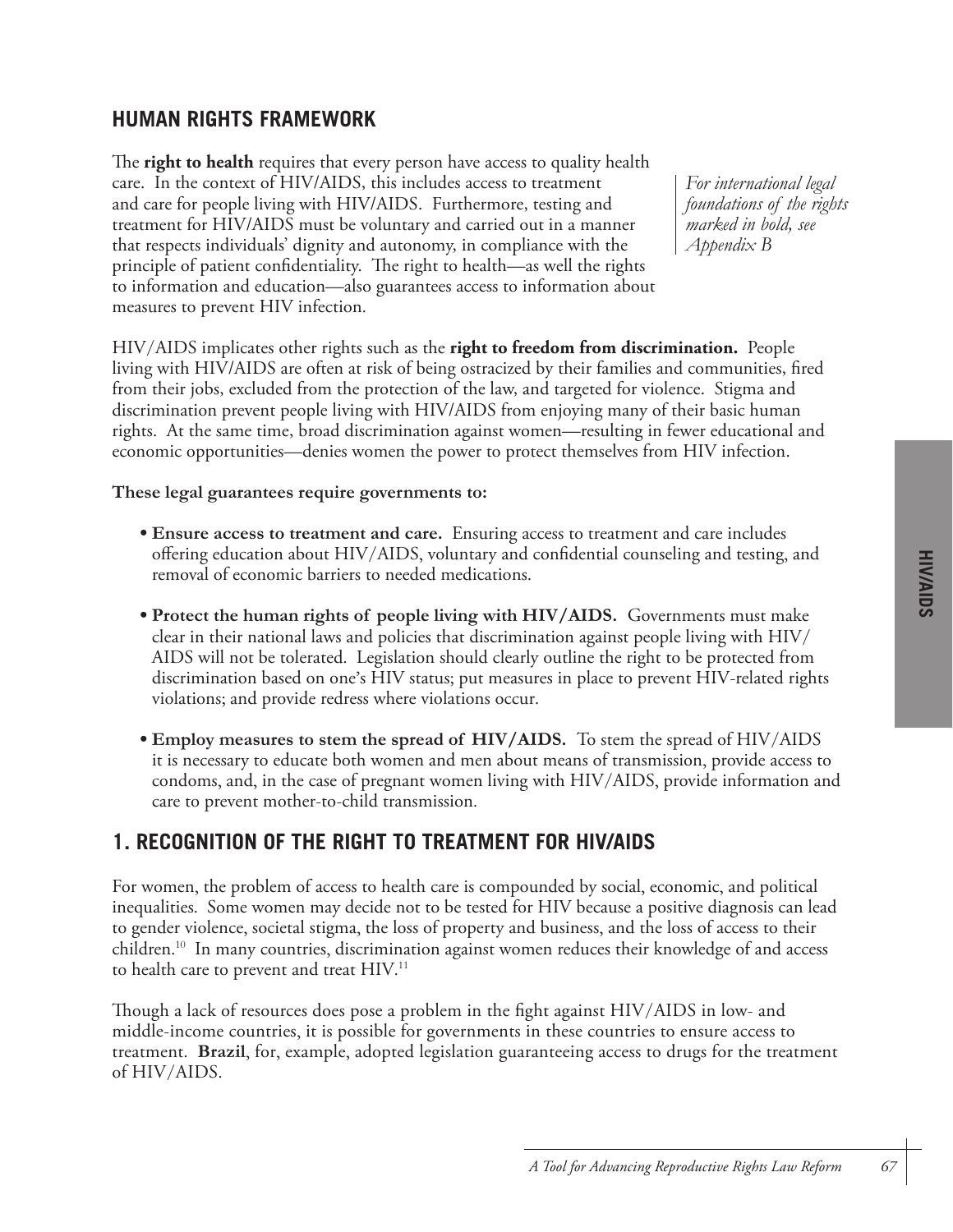## HUMAN RIGHTS FRAMEWORK

The **right to health** requires that every person have access to quality health care. In the context of HIV/AIDS, this includes access to treatment and care for people living with HIV/AIDS. Furthermore, testing and treatment for HIV/AIDS must be voluntary and carried out in a manner that respects individuals' dignity and autonomy, in compliance with the principle of patient confidentiality. The right to health—as well the rights to information and education—also guarantees access to information about measures to prevent HIV infection.

*For international legal foundations of the rights marked in bold, see Appendix B*

HIV/AIDS implicates other rights such as the **right to freedom from discrimination.** People living with HIV/AIDS are often at risk of being ostracized by their families and communities, fired from their jobs, excluded from the protection of the law, and targeted for violence. Stigma and discrimination prevent people living with HIV/AIDS from enjoying many of their basic human rights. At the same time, broad discrimination against women—resulting in fewer educational and economic opportunities—denies women the power to protect themselves from HIV infection.

**These legal guarantees require governments to:**

- **Ensure access to treatment and care.** Ensuring access to treatment and care includes offering education about HIV/AIDS, voluntary and confidential counseling and testing, and removal of economic barriers to needed medications.
- **Protect the human rights of people living with HIV/AIDS.** Governments must make clear in their national laws and policies that discrimination against people living with HIV/AIDS will not be tolerated. Legislation should clearly outline the right to be protected from discrimination based on one's HIV status; put measures in place to prevent HIV-related rights violations; and provide redress where violations occur.
- **Employ measures to stem the spread of HIV/AIDS.** To stem the spread of HIV/AIDS it is necessary to educate both women and men about means of transmission, provide access to condoms, and, in the case of pregnant women living with HIV/AIDS, provide information and care to prevent mother-to-child transmission.

## 1. RECOGNITION OF THE RIGHT TO TREATMENT FOR HIV/AIDS

For women, the problem of access to health care is compounded by social, economic, and political inequalities. Some women may decide not to be tested for HIV because a positive diagnosis can lead to gender violence, societal stigma, the loss of property and business, and the loss of access to their children.[10] In many countries, discrimination against women reduces their knowledge of and access to health care to prevent and treat HIV.[11]

Though a lack of resources does pose a problem in the fight against HIV/AIDS in low- and middle-income countries, it is possible for governments in these countries to ensure access to treatment. **Brazil**, for, example, adopted legislation guaranteeing access to drugs for the treatment of HIV/AIDS.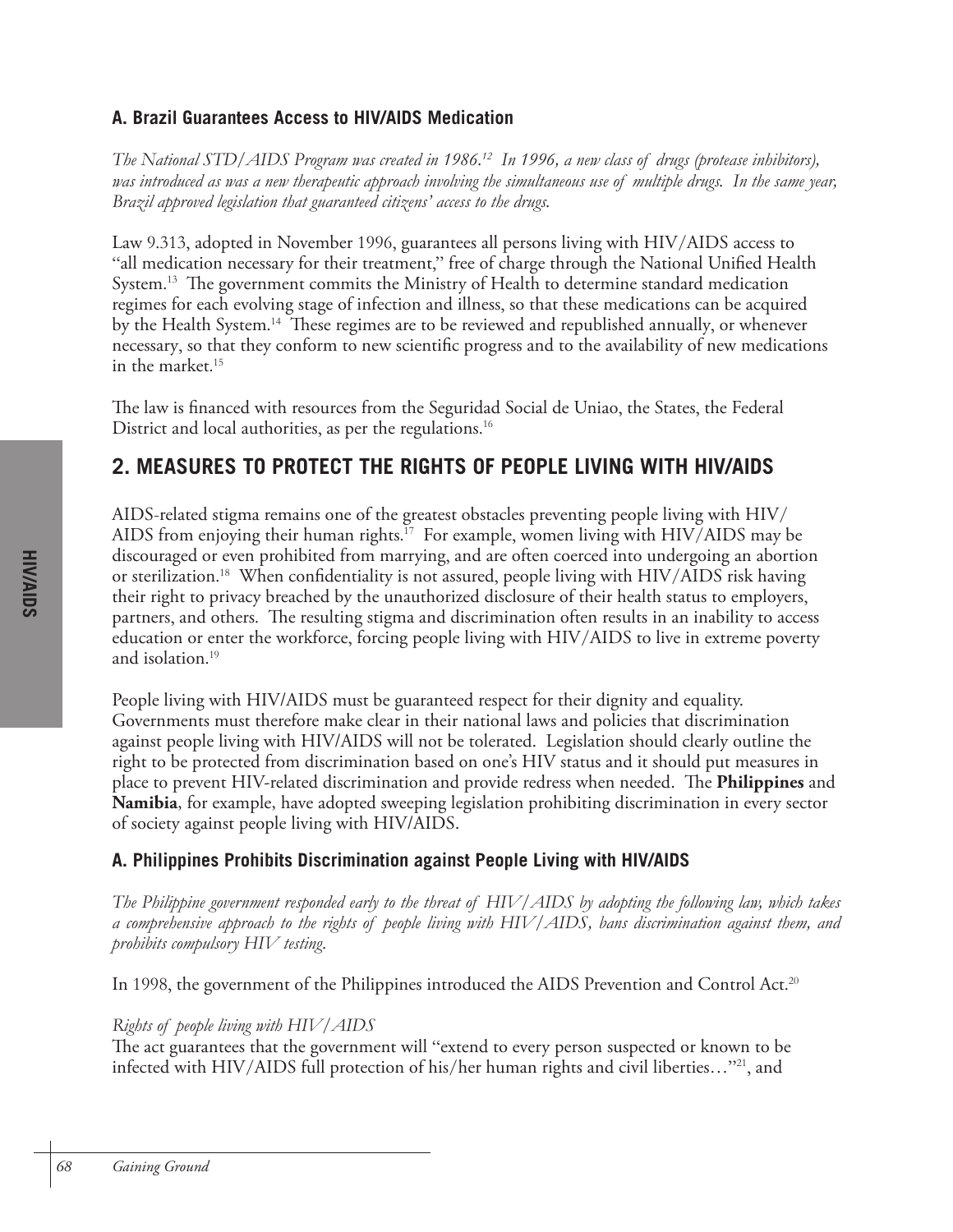### A. Brazil Guarantees Access to HIV/AIDS Medication

*The National STD/AIDS Program was created in 1986.[12] In 1996, a new class of drugs (protease inhibitors), was introduced as was a new therapeutic approach involving the simultaneous use of multiple drugs. In the same year, Brazil approved legislation that guaranteed citizens' access to the drugs.*

Law 9.313, adopted in November 1996, guarantees all persons living with HIV/AIDS access to "all medication necessary for their treatment," free of charge through the National Unified Health System.[13] The government commits the Ministry of Health to determine standard medication regimes for each evolving stage of infection and illness, so that these medications can be acquired by the Health System.[14] These regimes are to be reviewed and republished annually, or whenever necessary, so that they conform to new scientific progress and to the availability of new medications in the market.[15]

The law is financed with resources from the Seguridad Social de Uniao, the States, the Federal District and local authorities, as per the regulations.[16]

## 2. MEASURES TO PROTECT THE RIGHTS OF PEOPLE LIVING WITH HIV/AIDS

AIDS-related stigma remains one of the greatest obstacles preventing people living with HIV/AIDS from enjoying their human rights.[17] For example, women living with HIV/AIDS may be discouraged or even prohibited from marrying, and are often coerced into undergoing an abortion or sterilization.[18] When confidentiality is not assured, people living with HIV/AIDS risk having their right to privacy breached by the unauthorized disclosure of their health status to employers, partners, and others. The resulting stigma and discrimination often results in an inability to access education or enter the workforce, forcing people living with HIV/AIDS to live in extreme poverty and isolation.[19]

People living with HIV/AIDS must be guaranteed respect for their dignity and equality. Governments must therefore make clear in their national laws and policies that discrimination against people living with HIV/AIDS will not be tolerated. Legislation should clearly outline the right to be protected from discrimination based on one's HIV status and it should put measures in place to prevent HIV-related discrimination and provide redress when needed. The **Philippines** and **Namibia**, for example, have adopted sweeping legislation prohibiting discrimination in every sector of society against people living with HIV/AIDS.

### A. Philippines Prohibits Discrimination against People Living with HIV/AIDS

*The Philippine government responded early to the threat of HIV/AIDS by adopting the following law, which takes a comprehensive approach to the rights of people living with HIV/AIDS, bans discrimination against them, and prohibits compulsory HIV testing.*

In 1998, the government of the Philippines introduced the AIDS Prevention and Control Act.[20]

*Rights of people living with HIV/AIDS*

The act guarantees that the government will "extend to every person suspected or known to be infected with HIV/AIDS full protection of his/her human rights and civil liberties…"[21], and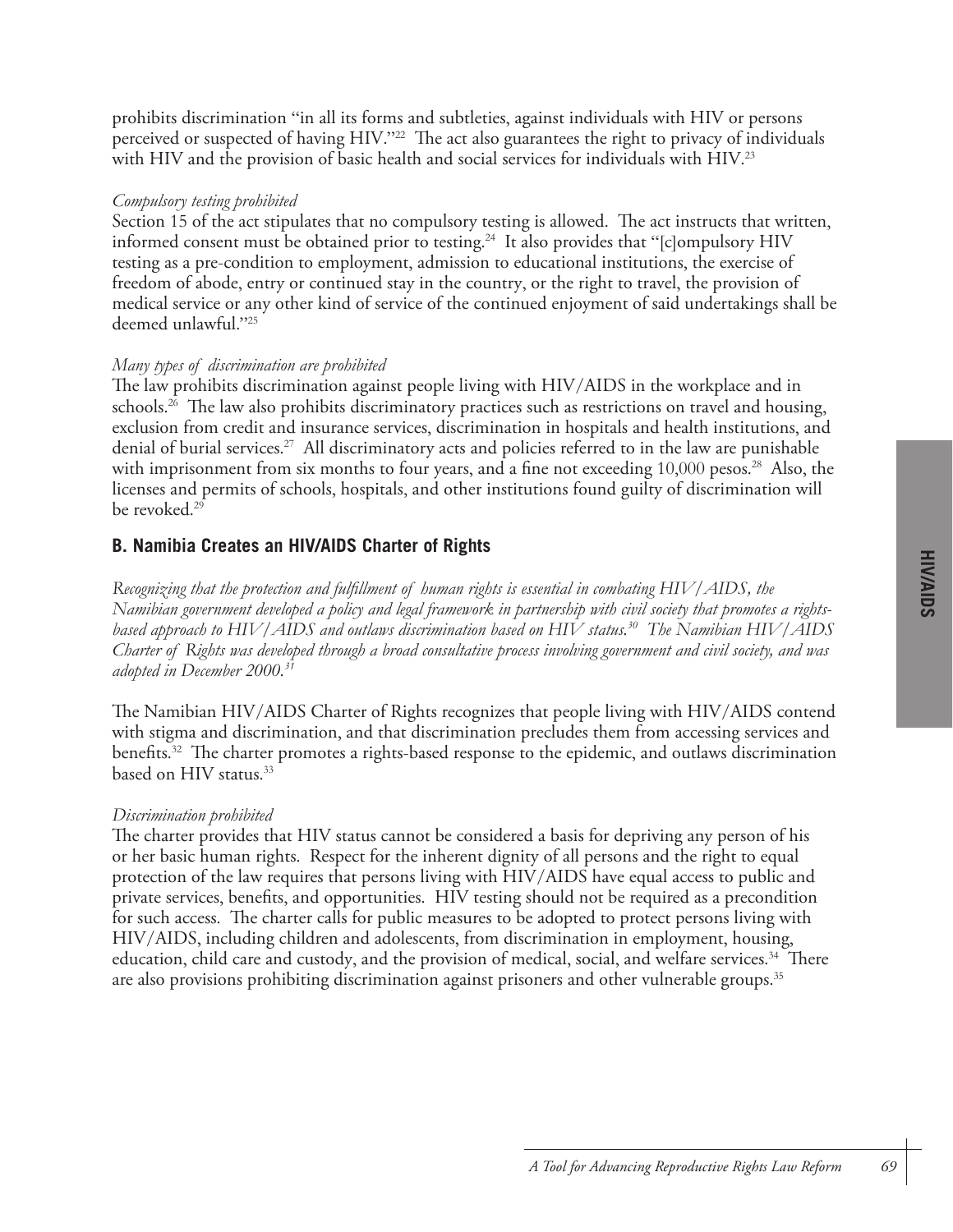prohibits discrimination "in all its forms and subtleties, against individuals with HIV or persons perceived or suspected of having HIV."[22] The act also guarantees the right to privacy of individuals with HIV and the provision of basic health and social services for individuals with HIV.[23]

*Compulsory testing prohibited*

Section 15 of the act stipulates that no compulsory testing is allowed. The act instructs that written, informed consent must be obtained prior to testing.[24] It also provides that "[c]ompulsory HIV testing as a pre-condition to employment, admission to educational institutions, the exercise of freedom of abode, entry or continued stay in the country, or the right to travel, the provision of medical service or any other kind of service of the continued enjoyment of said undertakings shall be deemed unlawful."[25]

*Many types of discrimination are prohibited*

The law prohibits discrimination against people living with HIV/AIDS in the workplace and in schools.[26] The law also prohibits discriminatory practices such as restrictions on travel and housing, exclusion from credit and insurance services, discrimination in hospitals and health institutions, and denial of burial services.[27] All discriminatory acts and policies referred to in the law are punishable with imprisonment from six months to four years, and a fine not exceeding 10,000 pesos.[28] Also, the licenses and permits of schools, hospitals, and other institutions found guilty of discrimination will be revoked.[29]

## B. Namibia Creates an HIV/AIDS Charter of Rights

*Recognizing that the protection and fulfillment of human rights is essential in combating HIV/AIDS, the Namibian government developed a policy and legal framework in partnership with civil society that promotes a rights-based approach to HIV/AIDS and outlaws discrimination based on HIV status.[30] The Namibian HIV/AIDS Charter of Rights was developed through a broad consultative process involving government and civil society, and was adopted in December 2000.[31]*

The Namibian HIV/AIDS Charter of Rights recognizes that people living with HIV/AIDS contend with stigma and discrimination, and that discrimination precludes them from accessing services and benefits.[32] The charter promotes a rights-based response to the epidemic, and outlaws discrimination based on HIV status.[33]

*Discrimination prohibited*

The charter provides that HIV status cannot be considered a basis for depriving any person of his or her basic human rights. Respect for the inherent dignity of all persons and the right to equal protection of the law requires that persons living with HIV/AIDS have equal access to public and private services, benefits, and opportunities. HIV testing should not be required as a precondition for such access. The charter calls for public measures to be adopted to protect persons living with HIV/AIDS, including children and adolescents, from discrimination in employment, housing, education, child care and custody, and the provision of medical, social, and welfare services.[34] There are also provisions prohibiting discrimination against prisoners and other vulnerable groups.[35]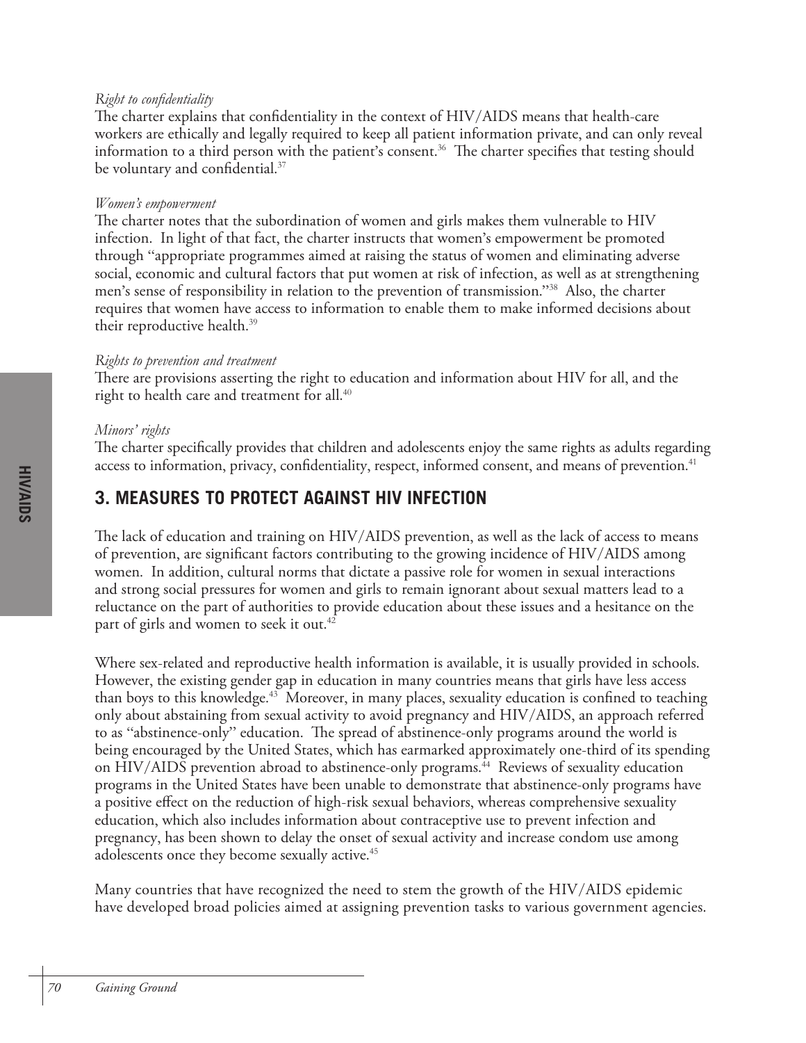*Right to confidentiality*

The charter explains that confidentiality in the context of HIV/AIDS means that health-care workers are ethically and legally required to keep all patient information private, and can only reveal information to a third person with the patient's consent.[36] The charter specifies that testing should be voluntary and confidential.[37]

*Women's empowerment*

The charter notes that the subordination of women and girls makes them vulnerable to HIV infection. In light of that fact, the charter instructs that women's empowerment be promoted through "appropriate programmes aimed at raising the status of women and eliminating adverse social, economic and cultural factors that put women at risk of infection, as well as at strengthening men's sense of responsibility in relation to the prevention of transmission."[38] Also, the charter requires that women have access to information to enable them to make informed decisions about their reproductive health.[39]

*Rights to prevention and treatment*

There are provisions asserting the right to education and information about HIV for all, and the right to health care and treatment for all.[40]

*Minors' rights*

The charter specifically provides that children and adolescents enjoy the same rights as adults regarding access to information, privacy, confidentiality, respect, informed consent, and means of prevention.[41]

## 3. MEASURES TO PROTECT AGAINST HIV INFECTION

The lack of education and training on HIV/AIDS prevention, as well as the lack of access to means of prevention, are significant factors contributing to the growing incidence of HIV/AIDS among women. In addition, cultural norms that dictate a passive role for women in sexual interactions and strong social pressures for women and girls to remain ignorant about sexual matters lead to a reluctance on the part of authorities to provide education about these issues and a hesitance on the part of girls and women to seek it out.[42]

Where sex-related and reproductive health information is available, it is usually provided in schools. However, the existing gender gap in education in many countries means that girls have less access than boys to this knowledge.[43] Moreover, in many places, sexuality education is confined to teaching only about abstaining from sexual activity to avoid pregnancy and HIV/AIDS, an approach referred to as "abstinence-only" education. The spread of abstinence-only programs around the world is being encouraged by the United States, which has earmarked approximately one-third of its spending on HIV/AIDS prevention abroad to abstinence-only programs.[44] Reviews of sexuality education programs in the United States have been unable to demonstrate that abstinence-only programs have a positive effect on the reduction of high-risk sexual behaviors, whereas comprehensive sexuality education, which also includes information about contraceptive use to prevent infection and pregnancy, has been shown to delay the onset of sexual activity and increase condom use among adolescents once they become sexually active.[45]

Many countries that have recognized the need to stem the growth of the HIV/AIDS epidemic have developed broad policies aimed at assigning prevention tasks to various government agencies.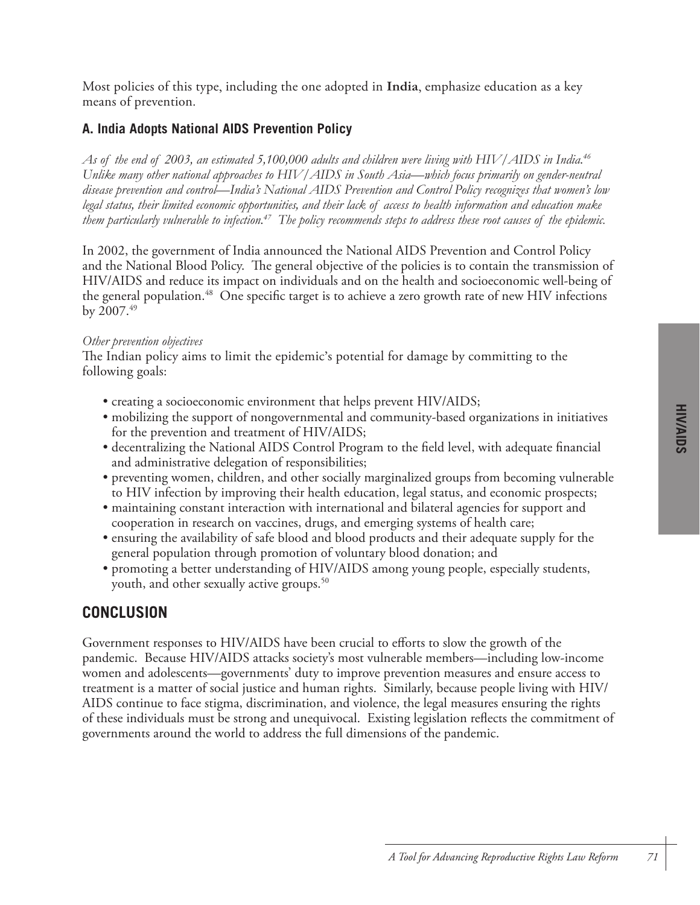Most policies of this type, including the one adopted in **India**, emphasize education as a key means of prevention.

### A. India Adopts National AIDS Prevention Policy

*As of the end of 2003, an estimated 5,100,000 adults and children were living with HIV/AIDS in India.*[46] *Unlike many other national approaches to HIV/AIDS in South Asia—which focus primarily on gender-neutral disease prevention and control—India's National AIDS Prevention and Control Policy recognizes that women's low legal status, their limited economic opportunities, and their lack of access to health information and education make them particularly vulnerable to infection.*[47] *The policy recommends steps to address these root causes of the epidemic.*

In 2002, the government of India announced the National AIDS Prevention and Control Policy and the National Blood Policy. The general objective of the policies is to contain the transmission of HIV/AIDS and reduce its impact on individuals and on the health and socioeconomic well-being of the general population.[48] One specific target is to achieve a zero growth rate of new HIV infections by 2007.[49]

*Other prevention objectives*

The Indian policy aims to limit the epidemic's potential for damage by committing to the following goals:

- creating a socioeconomic environment that helps prevent HIV/AIDS;
- mobilizing the support of nongovernmental and community-based organizations in initiatives for the prevention and treatment of HIV/AIDS;
- decentralizing the National AIDS Control Program to the field level, with adequate financial and administrative delegation of responsibilities;
- preventing women, children, and other socially marginalized groups from becoming vulnerable to HIV infection by improving their health education, legal status, and economic prospects;
- maintaining constant interaction with international and bilateral agencies for support and cooperation in research on vaccines, drugs, and emerging systems of health care;
- ensuring the availability of safe blood and blood products and their adequate supply for the general population through promotion of voluntary blood donation; and
- promoting a better understanding of HIV/AIDS among young people, especially students, youth, and other sexually active groups.[50]

## CONCLUSION

Government responses to HIV/AIDS have been crucial to efforts to slow the growth of the pandemic. Because HIV/AIDS attacks society's most vulnerable members—including low-income women and adolescents—governments' duty to improve prevention measures and ensure access to treatment is a matter of social justice and human rights. Similarly, because people living with HIV/AIDS continue to face stigma, discrimination, and violence, the legal measures ensuring the rights of these individuals must be strong and unequivocal. Existing legislation reflects the commitment of governments around the world to address the full dimensions of the pandemic.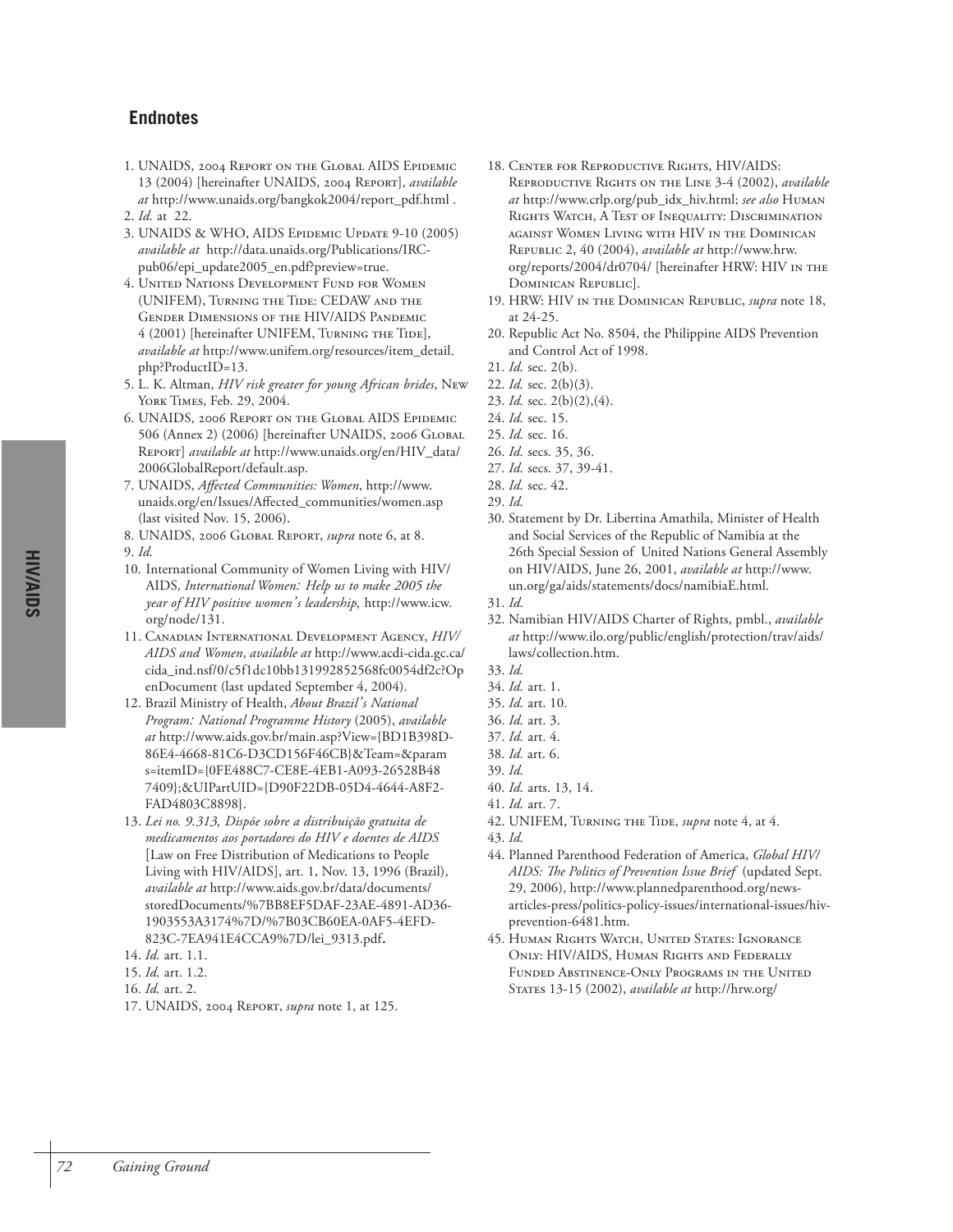## Endnotes

1. UNAIDS, 2004 Report on the Global AIDS Epidemic 13 (2004) [hereinafter UNAIDS, 2004 Report], *available at* http://www.unaids.org/bangkok2004/report_pdf.html .
2. *Id.* at 22.
3. UNAIDS & WHO, AIDS Epidemic Update 9-10 (2005) *available at* http://data.unaids.org/Publications/IRC-pub06/epi_update2005_en.pdf?preview=true.
4. United Nations Development Fund for Women (UNIFEM), Turning the Tide: CEDAW and the Gender Dimensions of the HIV/AIDS Pandemic 4 (2001) [hereinafter UNIFEM, Turning the Tide], *available at* http://www.unifem.org/resources/item_detail.php?ProductID=13.
5. L. K. Altman, *HIV risk greater for young African brides*, New York Times, Feb. 29, 2004.
6. UNAIDS, 2006 Report on the Global AIDS Epidemic 506 (Annex 2) (2006) [hereinafter UNAIDS, 2006 Global Report] *available at* http://www.unaids.org/en/HIV_data/2006GlobalReport/default.asp.
7. UNAIDS, *Affected Communities: Women*, http://www.unaids.org/en/Issues/Affected_communities/women.asp (last visited Nov. 15, 2006).
8. UNAIDS, 2006 Global Report, *supra* note 6, at 8.
9. *Id.*
10. International Community of Women Living with HIV/AIDS*, International Women: Help us to make 2005 the year of HIV positive women's leadership,* http://www.icw.org/node/131.
11. Canadian International Development Agency, *HIV/AIDS and Women*, *available at* http://www.acdi-cida.gc.ca/cida_ind.nsf/0/c5f1dc10bb131992852568fc0054df2c?OpenDocument (last updated September 4, 2004).
12. Brazil Ministry of Health, *About Brazil's National Program: National Programme History* (2005), *available at* http://www.aids.gov.br/main.asp?View={BD1B398D-86E4-4668-81C6-D3CD156F46CB}&Team=&params=itemID={0FE488C7-CE8E-4EB1-A093-26528B487409};&UIPartUID={D90F22DB-05D4-4644-A8F2-FAD4803C8898}.
13. *Lei no. 9.313, Dispõe sobre a distribuição gratuita de medicamentos aos portadores do HIV e doentes de AIDS* [Law on Free Distribution of Medications to People Living with HIV/AIDS], art. 1, Nov. 13, 1996 (Brazil), *available at* http://www.aids.gov.br/data/documents/storedDocuments/%7BB8EF5DAF-23AE-4891-AD36-1903553A3174%7D/%7B03CB60EA-0AF5-4EFD-823C-7EA941E4CCA9%7D/lei_9313.pdf**.**
14. *Id.* art. 1.1.
15. *Id.* art. 1.2.
16. *Id.* art. 2.
17. UNAIDS, 2004 Report, *supra* note 1, at 125.
18. Center for Reproductive Rights, HIV/AIDS: Reproductive Rights on the Line 3-4 (2002), *available at* http://www.crlp.org/pub_idx_hiv.html; *see also* Human Rights Watch, A Test of Inequality: Discrimination against Women Living with HIV in the Dominican Republic 2, 40 (2004), *available at* http://www.hrw.org/reports/2004/dr0704/ [hereinafter HRW: HIV in the Dominican Republic].
19. HRW: HIV in the Dominican Republic, *supra* note 18, at 24-25.
20. Republic Act No. 8504, the Philippine AIDS Prevention and Control Act of 1998.
21. *Id.* sec. 2(b).
22. *Id.* sec. 2(b)(3).
23. *Id.* sec. 2(b)(2),(4).
24. *Id.* sec. 15.
25. *Id.* sec. 16.
26. *Id.* secs. 35, 36.
27. *Id.* secs. 37, 39-41.
28. *Id.* sec. 42.
29. *Id.*
30. Statement by Dr. Libertina Amathila, Minister of Health and Social Services of the Republic of Namibia at the 26th Special Session of United Nations General Assembly on HIV/AIDS, June 26, 2001, *available at* http://www.un.org/ga/aids/statements/docs/namibiaE.html.
31. *Id.*
32. Namibian HIV/AIDS Charter of Rights, pmbl., *available at* http://www.ilo.org/public/english/protection/trav/aids/laws/collection.htm.
33. *Id.*
34. *Id.* art. 1.
35. *Id.* art. 10.
36. *Id.* art. 3.
37. *Id.* art. 4.
38. *Id.* art. 6.
39. *Id.*
40. *Id.* arts. 13, 14.
41. *Id.* art. 7.
42. UNIFEM, Turning the Tide, *supra* note 4, at 4.
43. *Id.*
44. Planned Parenthood Federation of America, *Global HIV/AIDS: The Politics of Prevention Issue Brief* (updated Sept. 29, 2006), http://www.plannedparenthood.org/news-articles-press/politics-policy-issues/international-issues/hiv-prevention-6481.htm.
45. Human Rights Watch, United States: Ignorance Only: HIV/AIDS, Human Rights and Federally Funded Abstinence-Only Programs in the United States 13-15 (2002), *available at* http://hrw.org/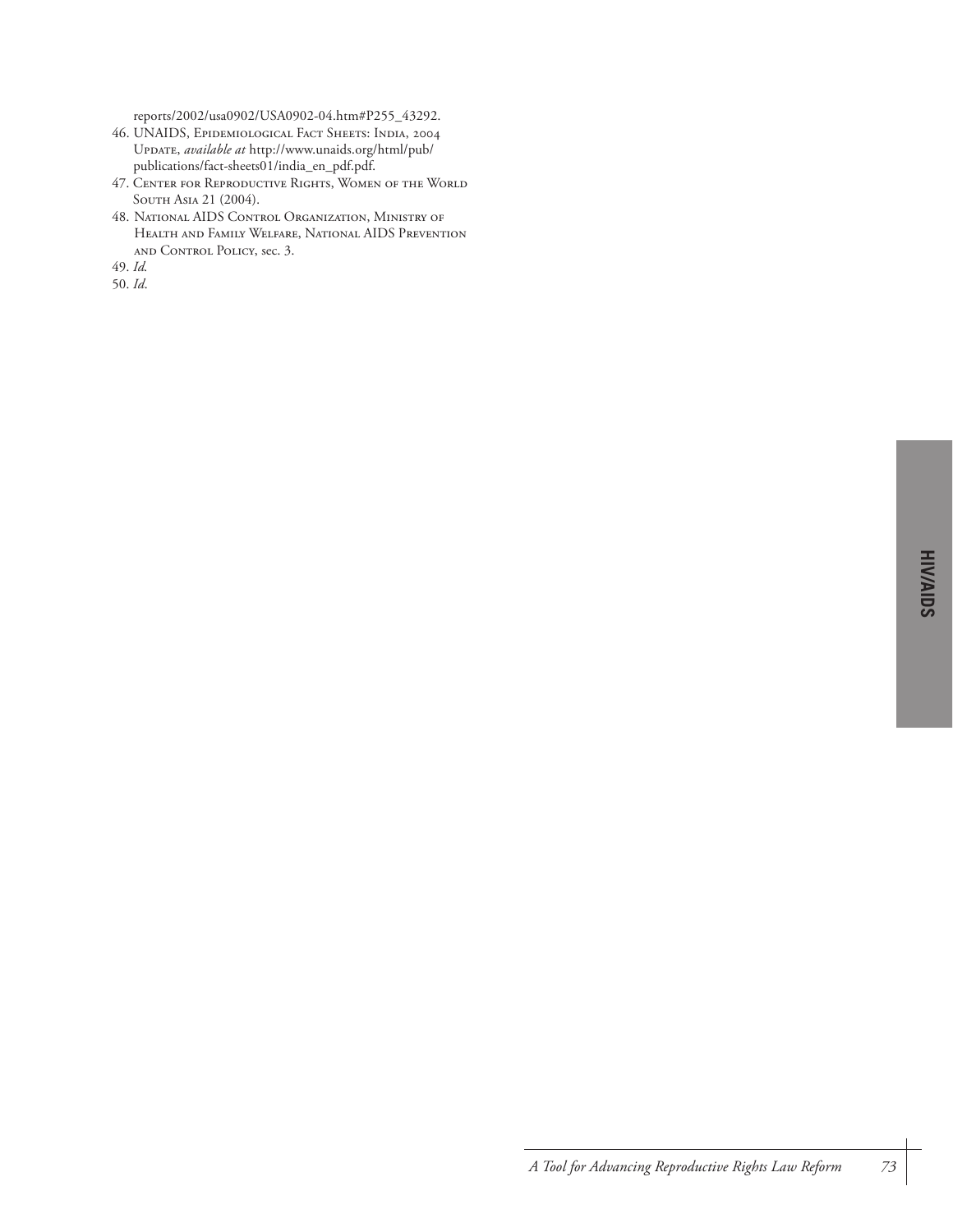reports/2002/usa0902/USA0902-04.htm#P255_43292.

46. UNAIDS, Epidemiological Fact Sheets: India, 2004 Update, *available at* http://www.unaids.org/html/pub/publications/fact-sheets01/india_en_pdf.pdf.
47. Center for Reproductive Rights, Women of the World South Asia 21 (2004).
48. National AIDS Control Organization, Ministry of Health and Family Welfare, National AIDS Prevention and Control Policy, sec. 3.
49. *Id.*
50. *Id.*